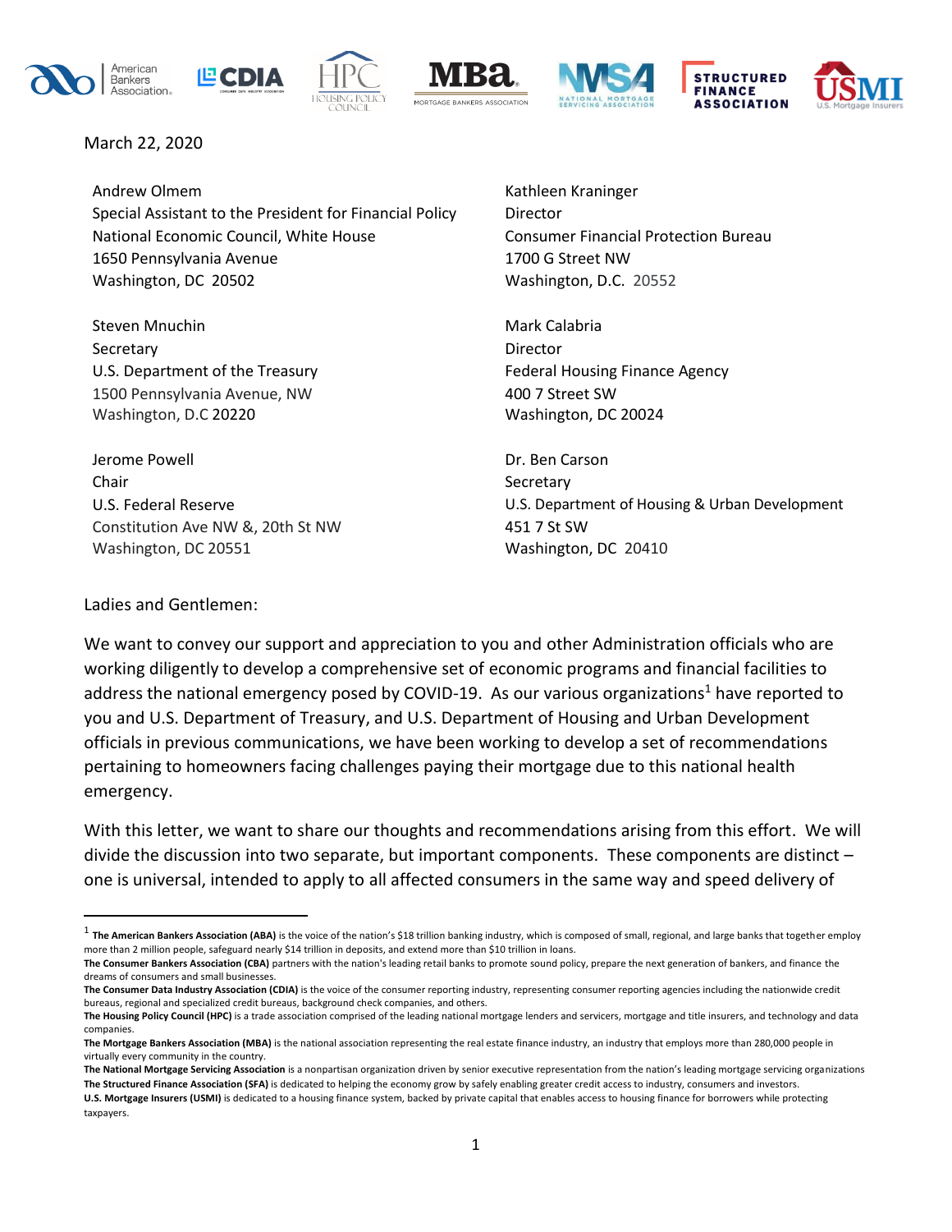March 22, 2020

Andrew Olmem
Special Assistant to the President for Financial Policy
National Economic Council, White House
1650 Pennsylvania Avenue
Washington, DC 20502

Kathleen Kraninger
Director
Consumer Financial Protection Bureau
1700 G Street NW
Washington, D.C. 20552

Steven Mnuchin
Secretary
U.S. Department of the Treasury
1500 Pennsylvania Avenue, NW
Washington, D.C 20220

Mark Calabria
Director
Federal Housing Finance Agency
400 7 Street SW
Washington, DC 20024

Jerome Powell
Chair
U.S. Federal Reserve
Constitution Ave NW &, 20th St NW
Washington, DC 20551

Dr. Ben Carson
Secretary
U.S. Department of Housing & Urban Development
451 7 St SW
Washington, DC 20410

Ladies and Gentlemen:

We want to convey our support and appreciation to you and other Administration officials who are working diligently to develop a comprehensive set of economic programs and financial facilities to address the national emergency posed by COVID-19. As our various organizations[1] have reported to you and U.S. Department of Treasury, and U.S. Department of Housing and Urban Development officials in previous communications, we have been working to develop a set of recommendations pertaining to homeowners facing challenges paying their mortgage due to this national health emergency.

With this letter, we want to share our thoughts and recommendations arising from this effort. We will divide the discussion into two separate, but important components. These components are distinct – one is universal, intended to apply to all affected consumers in the same way and speed delivery of

[1] **The American Bankers Association (ABA)** is the voice of the nation's $18 trillion banking industry, which is composed of small, regional, and large banks that together employ more than 2 million people, safeguard nearly $14 trillion in deposits, and extend more than $10 trillion in loans.
**The Consumer Bankers Association (CBA)** partners with the nation's leading retail banks to promote sound policy, prepare the next generation of bankers, and finance the dreams of consumers and small businesses.
**The Consumer Data Industry Association (CDIA)** is the voice of the consumer reporting industry, representing consumer reporting agencies including the nationwide credit bureaus, regional and specialized credit bureaus, background check companies, and others.
**The Housing Policy Council (HPC)** is a trade association comprised of the leading national mortgage lenders and servicers, mortgage and title insurers, and technology and data companies.
**The Mortgage Bankers Association (MBA)** is the national association representing the real estate finance industry, an industry that employs more than 280,000 people in virtually every community in the country.
**The National Mortgage Servicing Association** is a nonpartisan organization driven by senior executive representation from the nation's leading mortgage servicing organizations
**The Structured Finance Association (SFA)** is dedicated to helping the economy grow by safely enabling greater credit access to industry, consumers and investors.
**U.S. Mortgage Insurers (USMI)** is dedicated to a housing finance system, backed by private capital that enables access to housing finance for borrowers while protecting taxpayers.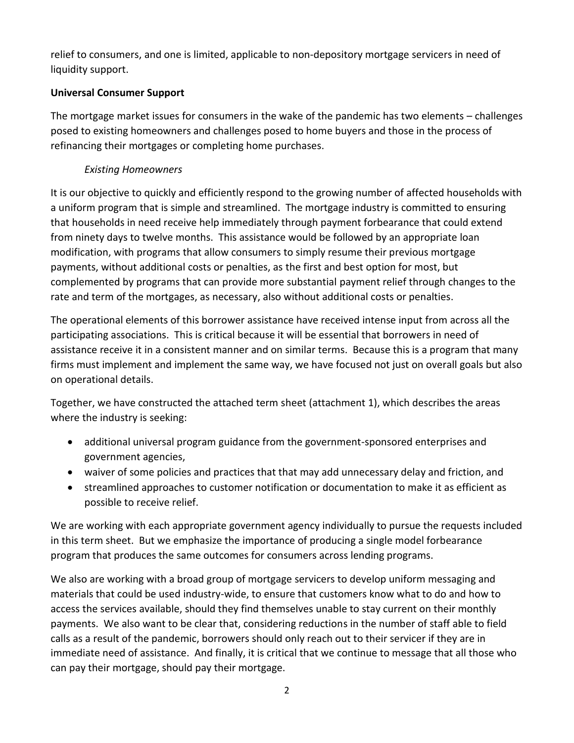relief to consumers, and one is limited, applicable to non-depository mortgage servicers in need of liquidity support.

**Universal Consumer Support**

The mortgage market issues for consumers in the wake of the pandemic has two elements – challenges posed to existing homeowners and challenges posed to home buyers and those in the process of refinancing their mortgages or completing home purchases.

*Existing Homeowners*

It is our objective to quickly and efficiently respond to the growing number of affected households with a uniform program that is simple and streamlined. The mortgage industry is committed to ensuring that households in need receive help immediately through payment forbearance that could extend from ninety days to twelve months. This assistance would be followed by an appropriate loan modification, with programs that allow consumers to simply resume their previous mortgage payments, without additional costs or penalties, as the first and best option for most, but complemented by programs that can provide more substantial payment relief through changes to the rate and term of the mortgages, as necessary, also without additional costs or penalties.

The operational elements of this borrower assistance have received intense input from across all the participating associations. This is critical because it will be essential that borrowers in need of assistance receive it in a consistent manner and on similar terms. Because this is a program that many firms must implement and implement the same way, we have focused not just on overall goals but also on operational details.

Together, we have constructed the attached term sheet (attachment 1), which describes the areas where the industry is seeking:

- additional universal program guidance from the government-sponsored enterprises and government agencies,
- waiver of some policies and practices that that may add unnecessary delay and friction, and
- streamlined approaches to customer notification or documentation to make it as efficient as possible to receive relief.

We are working with each appropriate government agency individually to pursue the requests included in this term sheet. But we emphasize the importance of producing a single model forbearance program that produces the same outcomes for consumers across lending programs.

We also are working with a broad group of mortgage servicers to develop uniform messaging and materials that could be used industry-wide, to ensure that customers know what to do and how to access the services available, should they find themselves unable to stay current on their monthly payments. We also want to be clear that, considering reductions in the number of staff able to field calls as a result of the pandemic, borrowers should only reach out to their servicer if they are in immediate need of assistance. And finally, it is critical that we continue to message that all those who can pay their mortgage, should pay their mortgage.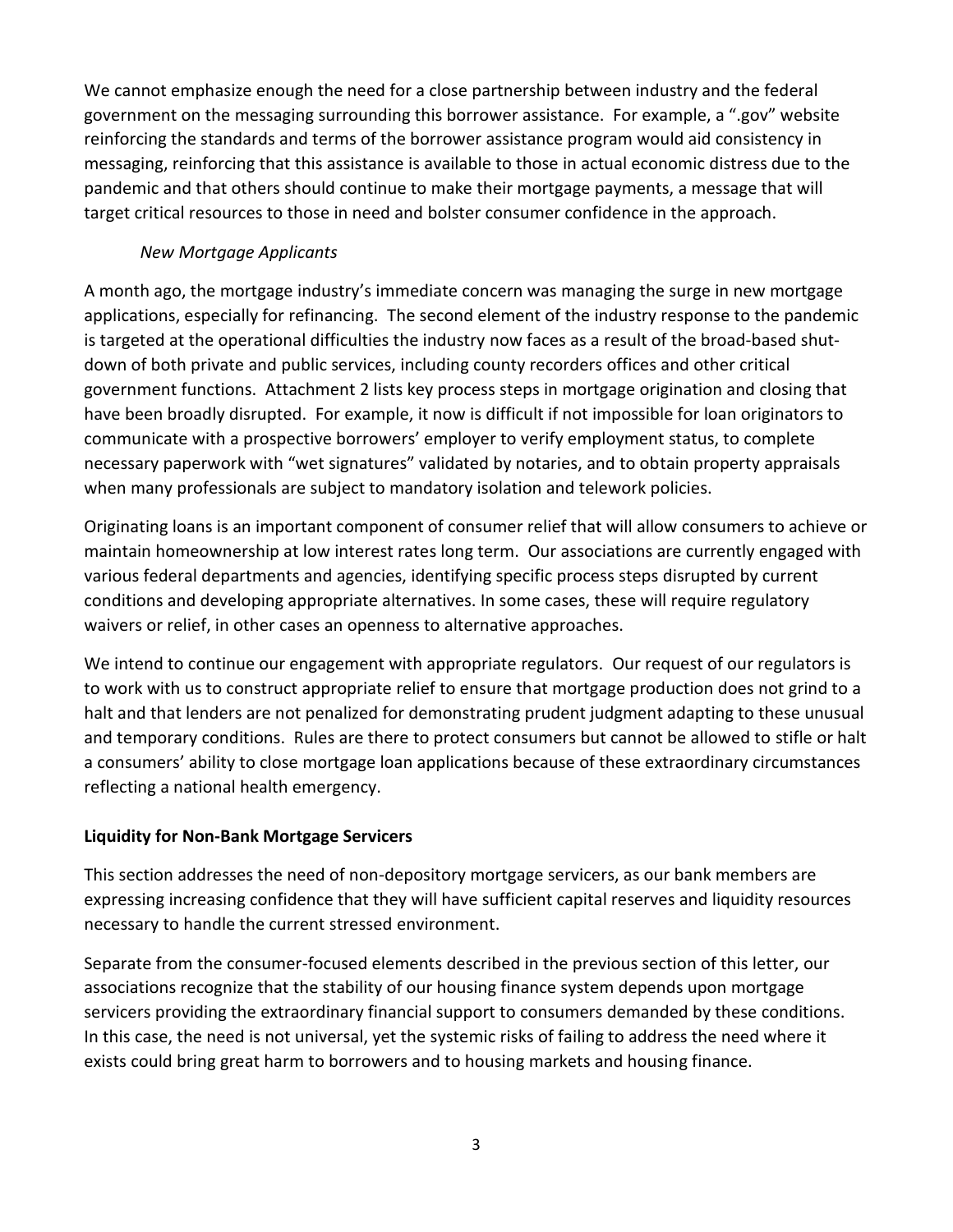We cannot emphasize enough the need for a close partnership between industry and the federal government on the messaging surrounding this borrower assistance. For example, a ".gov" website reinforcing the standards and terms of the borrower assistance program would aid consistency in messaging, reinforcing that this assistance is available to those in actual economic distress due to the pandemic and that others should continue to make their mortgage payments, a message that will target critical resources to those in need and bolster consumer confidence in the approach.

*New Mortgage Applicants*

A month ago, the mortgage industry's immediate concern was managing the surge in new mortgage applications, especially for refinancing. The second element of the industry response to the pandemic is targeted at the operational difficulties the industry now faces as a result of the broad-based shut-down of both private and public services, including county recorders offices and other critical government functions. Attachment 2 lists key process steps in mortgage origination and closing that have been broadly disrupted. For example, it now is difficult if not impossible for loan originators to communicate with a prospective borrowers' employer to verify employment status, to complete necessary paperwork with "wet signatures" validated by notaries, and to obtain property appraisals when many professionals are subject to mandatory isolation and telework policies.

Originating loans is an important component of consumer relief that will allow consumers to achieve or maintain homeownership at low interest rates long term. Our associations are currently engaged with various federal departments and agencies, identifying specific process steps disrupted by current conditions and developing appropriate alternatives. In some cases, these will require regulatory waivers or relief, in other cases an openness to alternative approaches.

We intend to continue our engagement with appropriate regulators. Our request of our regulators is to work with us to construct appropriate relief to ensure that mortgage production does not grind to a halt and that lenders are not penalized for demonstrating prudent judgment adapting to these unusual and temporary conditions. Rules are there to protect consumers but cannot be allowed to stifle or halt a consumers' ability to close mortgage loan applications because of these extraordinary circumstances reflecting a national health emergency.

**Liquidity for Non-Bank Mortgage Servicers**

This section addresses the need of non-depository mortgage servicers, as our bank members are expressing increasing confidence that they will have sufficient capital reserves and liquidity resources necessary to handle the current stressed environment.

Separate from the consumer-focused elements described in the previous section of this letter, our associations recognize that the stability of our housing finance system depends upon mortgage servicers providing the extraordinary financial support to consumers demanded by these conditions. In this case, the need is not universal, yet the systemic risks of failing to address the need where it exists could bring great harm to borrowers and to housing markets and housing finance.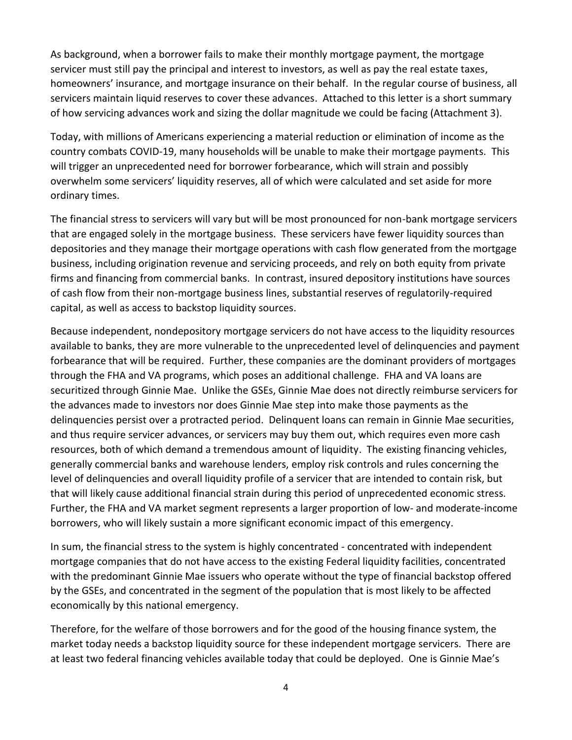As background, when a borrower fails to make their monthly mortgage payment, the mortgage servicer must still pay the principal and interest to investors, as well as pay the real estate taxes, homeowners' insurance, and mortgage insurance on their behalf. In the regular course of business, all servicers maintain liquid reserves to cover these advances. Attached to this letter is a short summary of how servicing advances work and sizing the dollar magnitude we could be facing (Attachment 3).

Today, with millions of Americans experiencing a material reduction or elimination of income as the country combats COVID-19, many households will be unable to make their mortgage payments. This will trigger an unprecedented need for borrower forbearance, which will strain and possibly overwhelm some servicers' liquidity reserves, all of which were calculated and set aside for more ordinary times.

The financial stress to servicers will vary but will be most pronounced for non-bank mortgage servicers that are engaged solely in the mortgage business. These servicers have fewer liquidity sources than depositories and they manage their mortgage operations with cash flow generated from the mortgage business, including origination revenue and servicing proceeds, and rely on both equity from private firms and financing from commercial banks. In contrast, insured depository institutions have sources of cash flow from their non-mortgage business lines, substantial reserves of regulatorily-required capital, as well as access to backstop liquidity sources.

Because independent, nondepository mortgage servicers do not have access to the liquidity resources available to banks, they are more vulnerable to the unprecedented level of delinquencies and payment forbearance that will be required. Further, these companies are the dominant providers of mortgages through the FHA and VA programs, which poses an additional challenge. FHA and VA loans are securitized through Ginnie Mae. Unlike the GSEs, Ginnie Mae does not directly reimburse servicers for the advances made to investors nor does Ginnie Mae step into make those payments as the delinquencies persist over a protracted period. Delinquent loans can remain in Ginnie Mae securities, and thus require servicer advances, or servicers may buy them out, which requires even more cash resources, both of which demand a tremendous amount of liquidity. The existing financing vehicles, generally commercial banks and warehouse lenders, employ risk controls and rules concerning the level of delinquencies and overall liquidity profile of a servicer that are intended to contain risk, but that will likely cause additional financial strain during this period of unprecedented economic stress. Further, the FHA and VA market segment represents a larger proportion of low- and moderate-income borrowers, who will likely sustain a more significant economic impact of this emergency.

In sum, the financial stress to the system is highly concentrated - concentrated with independent mortgage companies that do not have access to the existing Federal liquidity facilities, concentrated with the predominant Ginnie Mae issuers who operate without the type of financial backstop offered by the GSEs, and concentrated in the segment of the population that is most likely to be affected economically by this national emergency.

Therefore, for the welfare of those borrowers and for the good of the housing finance system, the market today needs a backstop liquidity source for these independent mortgage servicers. There are at least two federal financing vehicles available today that could be deployed. One is Ginnie Mae's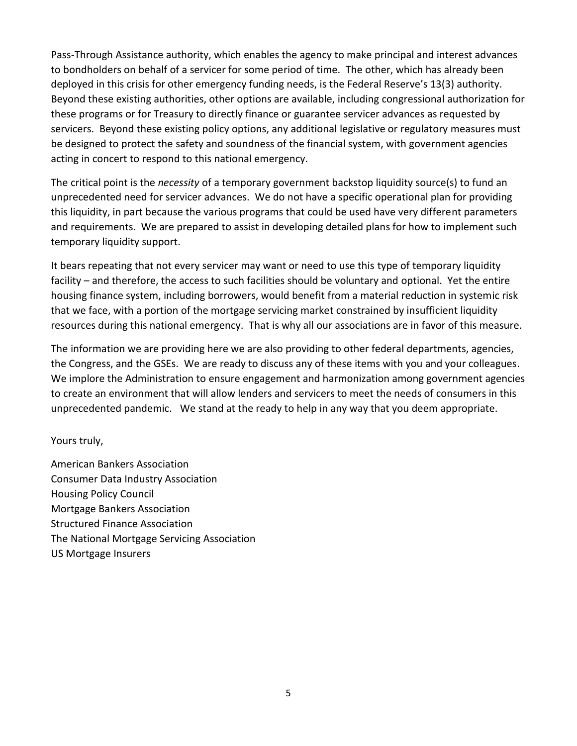Pass-Through Assistance authority, which enables the agency to make principal and interest advances to bondholders on behalf of a servicer for some period of time. The other, which has already been deployed in this crisis for other emergency funding needs, is the Federal Reserve's 13(3) authority. Beyond these existing authorities, other options are available, including congressional authorization for these programs or for Treasury to directly finance or guarantee servicer advances as requested by servicers. Beyond these existing policy options, any additional legislative or regulatory measures must be designed to protect the safety and soundness of the financial system, with government agencies acting in concert to respond to this national emergency.

The critical point is the *necessity* of a temporary government backstop liquidity source(s) to fund an unprecedented need for servicer advances. We do not have a specific operational plan for providing this liquidity, in part because the various programs that could be used have very different parameters and requirements. We are prepared to assist in developing detailed plans for how to implement such temporary liquidity support.

It bears repeating that not every servicer may want or need to use this type of temporary liquidity facility – and therefore, the access to such facilities should be voluntary and optional. Yet the entire housing finance system, including borrowers, would benefit from a material reduction in systemic risk that we face, with a portion of the mortgage servicing market constrained by insufficient liquidity resources during this national emergency. That is why all our associations are in favor of this measure.

The information we are providing here we are also providing to other federal departments, agencies, the Congress, and the GSEs. We are ready to discuss any of these items with you and your colleagues. We implore the Administration to ensure engagement and harmonization among government agencies to create an environment that will allow lenders and servicers to meet the needs of consumers in this unprecedented pandemic. We stand at the ready to help in any way that you deem appropriate.

Yours truly,

American Bankers Association  
Consumer Data Industry Association  
Housing Policy Council  
Mortgage Bankers Association  
Structured Finance Association  
The National Mortgage Servicing Association  
US Mortgage Insurers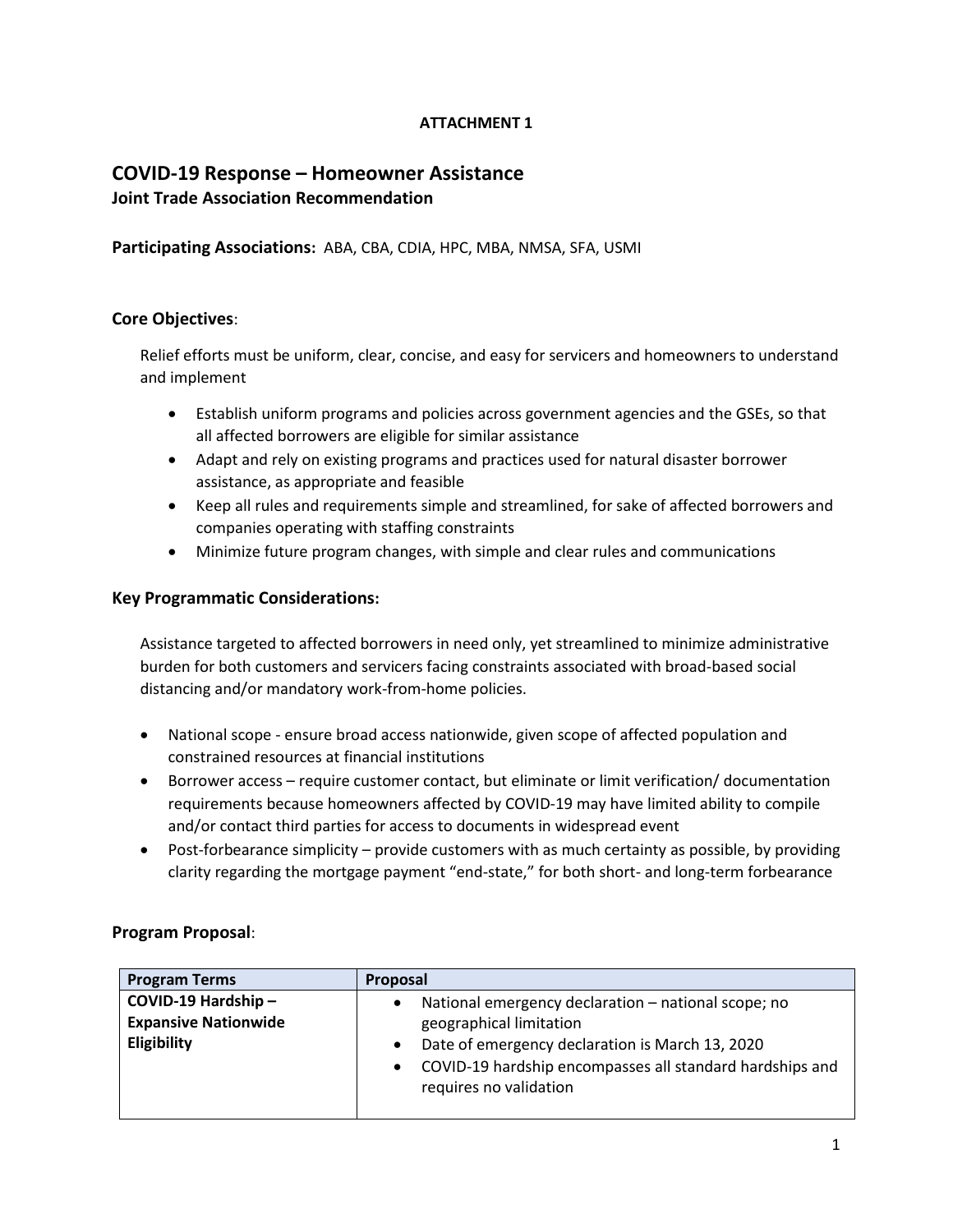**ATTACHMENT 1**

# COVID-19 Response – Homeowner Assistance

### Joint Trade Association Recommendation

**Participating Associations:** ABA, CBA, CDIA, HPC, MBA, NMSA, SFA, USMI

## Core Objectives:

Relief efforts must be uniform, clear, concise, and easy for servicers and homeowners to understand and implement

- Establish uniform programs and policies across government agencies and the GSEs, so that all affected borrowers are eligible for similar assistance
- Adapt and rely on existing programs and practices used for natural disaster borrower assistance, as appropriate and feasible
- Keep all rules and requirements simple and streamlined, for sake of affected borrowers and companies operating with staffing constraints
- Minimize future program changes, with simple and clear rules and communications

## Key Programmatic Considerations:

Assistance targeted to affected borrowers in need only, yet streamlined to minimize administrative burden for both customers and servicers facing constraints associated with broad-based social distancing and/or mandatory work-from-home policies.

- National scope - ensure broad access nationwide, given scope of affected population and constrained resources at financial institutions
- Borrower access – require customer contact, but eliminate or limit verification/ documentation requirements because homeowners affected by COVID-19 may have limited ability to compile and/or contact third parties for access to documents in widespread event
- Post-forbearance simplicity – provide customers with as much certainty as possible, by providing clarity regarding the mortgage payment "end-state," for both short- and long-term forbearance

## Program Proposal:

| Program Terms | Proposal |
|---|---|
| **COVID-19 Hardship – Expansive Nationwide Eligibility** | • National emergency declaration – national scope; no geographical limitation<br>• Date of emergency declaration is March 13, 2020<br>• COVID-19 hardship encompasses all standard hardships and requires no validation |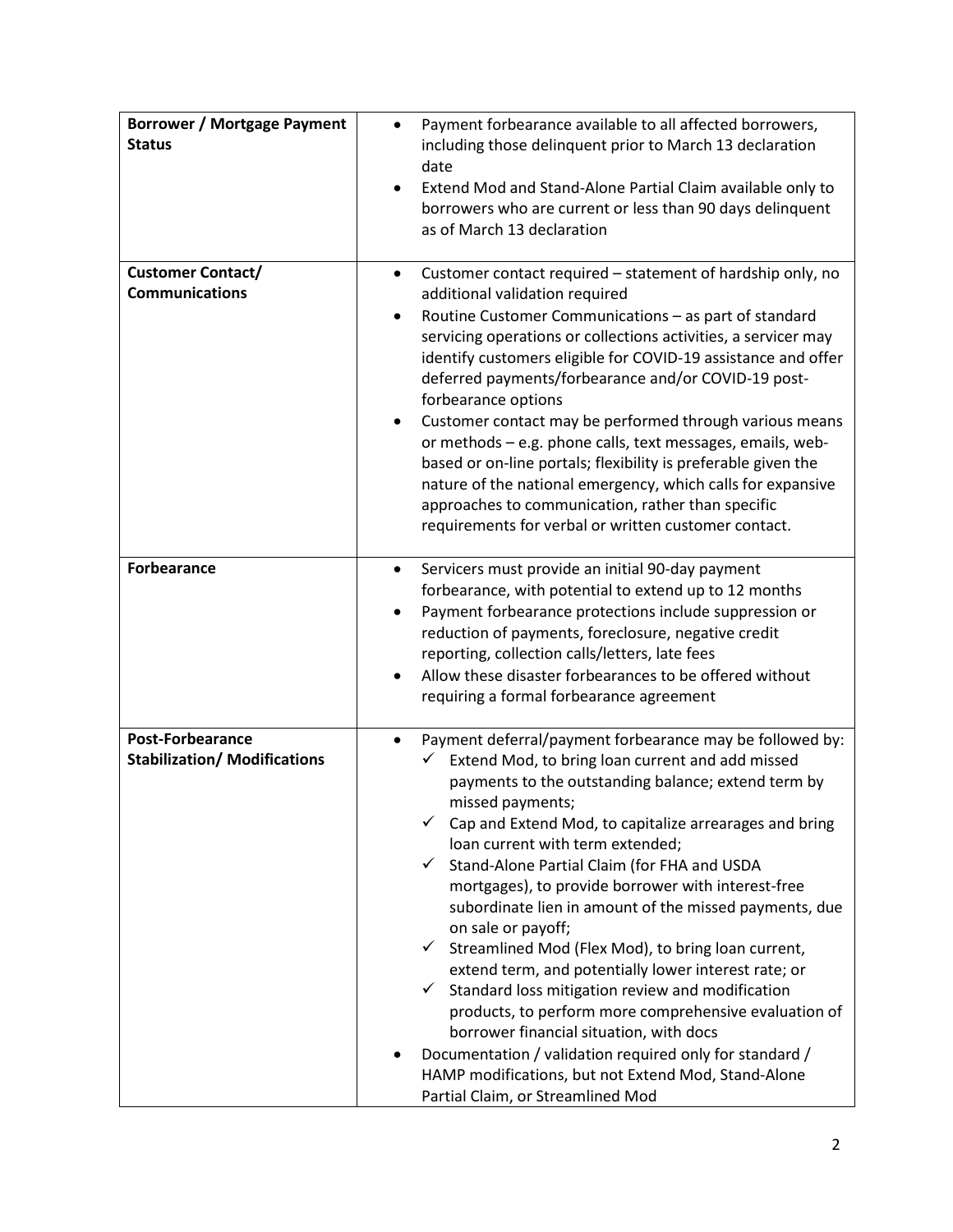| | |
|---|---|
| **Borrower / Mortgage Payment Status** | • Payment forbearance available to all affected borrowers, including those delinquent prior to March 13 declaration date<br>• Extend Mod and Stand-Alone Partial Claim available only to borrowers who are current or less than 90 days delinquent as of March 13 declaration |
| **Customer Contact/ Communications** | • Customer contact required – statement of hardship only, no additional validation required<br>• Routine Customer Communications – as part of standard servicing operations or collections activities, a servicer may identify customers eligible for COVID-19 assistance and offer deferred payments/forbearance and/or COVID-19 post-forbearance options<br>• Customer contact may be performed through various means or methods – e.g. phone calls, text messages, emails, web-based or on-line portals; flexibility is preferable given the nature of the national emergency, which calls for expansive approaches to communication, rather than specific requirements for verbal or written customer contact. |
| **Forbearance** | • Servicers must provide an initial 90-day payment forbearance, with potential to extend up to 12 months<br>• Payment forbearance protections include suppression or reduction of payments, foreclosure, negative credit reporting, collection calls/letters, late fees<br>• Allow these disaster forbearances to be offered without requiring a formal forbearance agreement |
| **Post-Forbearance Stabilization/ Modifications** | • Payment deferral/payment forbearance may be followed by:<br>✓ Extend Mod, to bring loan current and add missed payments to the outstanding balance; extend term by missed payments;<br>✓ Cap and Extend Mod, to capitalize arrearages and bring loan current with term extended;<br>✓ Stand-Alone Partial Claim (for FHA and USDA mortgages), to provide borrower with interest-free subordinate lien in amount of the missed payments, due on sale or payoff;<br>✓ Streamlined Mod (Flex Mod), to bring loan current, extend term, and potentially lower interest rate; or<br>✓ Standard loss mitigation review and modification products, to perform more comprehensive evaluation of borrower financial situation, with docs<br>• Documentation / validation required only for standard / HAMP modifications, but not Extend Mod, Stand-Alone Partial Claim, or Streamlined Mod |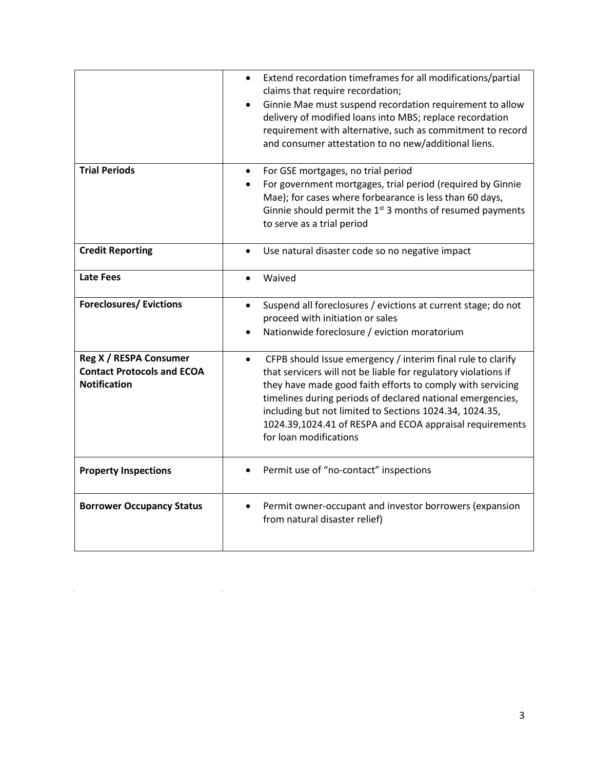| | |
|---|---|
| | • Extend recordation timeframes for all modifications/partial claims that require recordation;<br>• Ginnie Mae must suspend recordation requirement to allow delivery of modified loans into MBS; replace recordation requirement with alternative, such as commitment to record and consumer attestation to no new/additional liens. |
| **Trial Periods** | • For GSE mortgages, no trial period<br>• For government mortgages, trial period (required by Ginnie Mae); for cases where forbearance is less than 60 days, Ginnie should permit the 1st 3 months of resumed payments to serve as a trial period |
| **Credit Reporting** | • Use natural disaster code so no negative impact |
| **Late Fees** | • Waived |
| **Foreclosures/ Evictions** | • Suspend all foreclosures / evictions at current stage; do not proceed with initiation or sales<br>• Nationwide foreclosure / eviction moratorium |
| **Reg X / RESPA Consumer Contact Protocols and ECOA Notification** | • CFPB should Issue emergency / interim final rule to clarify that servicers will not be liable for regulatory violations if they have made good faith efforts to comply with servicing timelines during periods of declared national emergencies, including but not limited to Sections 1024.34, 1024.35, 1024.39,1024.41 of RESPA and ECOA appraisal requirements for loan modifications |
| **Property Inspections** | • Permit use of "no-contact" inspections |
| **Borrower Occupancy Status** | • Permit owner-occupant and investor borrowers (expansion from natural disaster relief) |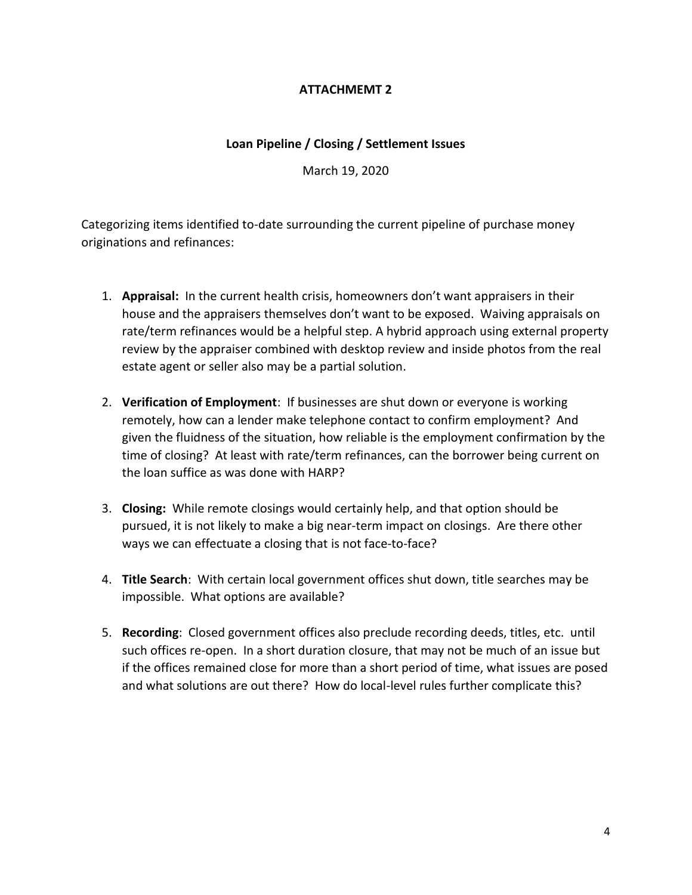# ATTACHMEMT 2

## Loan Pipeline / Closing / Settlement Issues

March 19, 2020

Categorizing items identified to-date surrounding the current pipeline of purchase money originations and refinances:

1. **Appraisal:** In the current health crisis, homeowners don't want appraisers in their house and the appraisers themselves don't want to be exposed. Waiving appraisals on rate/term refinances would be a helpful step. A hybrid approach using external property review by the appraiser combined with desktop review and inside photos from the real estate agent or seller also may be a partial solution.

2. **Verification of Employment**: If businesses are shut down or everyone is working remotely, how can a lender make telephone contact to confirm employment? And given the fluidness of the situation, how reliable is the employment confirmation by the time of closing? At least with rate/term refinances, can the borrower being current on the loan suffice as was done with HARP?

3. **Closing:** While remote closings would certainly help, and that option should be pursued, it is not likely to make a big near-term impact on closings. Are there other ways we can effectuate a closing that is not face-to-face?

4. **Title Search**: With certain local government offices shut down, title searches may be impossible. What options are available?

5. **Recording**: Closed government offices also preclude recording deeds, titles, etc. until such offices re-open. In a short duration closure, that may not be much of an issue but if the offices remained close for more than a short period of time, what issues are posed and what solutions are out there? How do local-level rules further complicate this?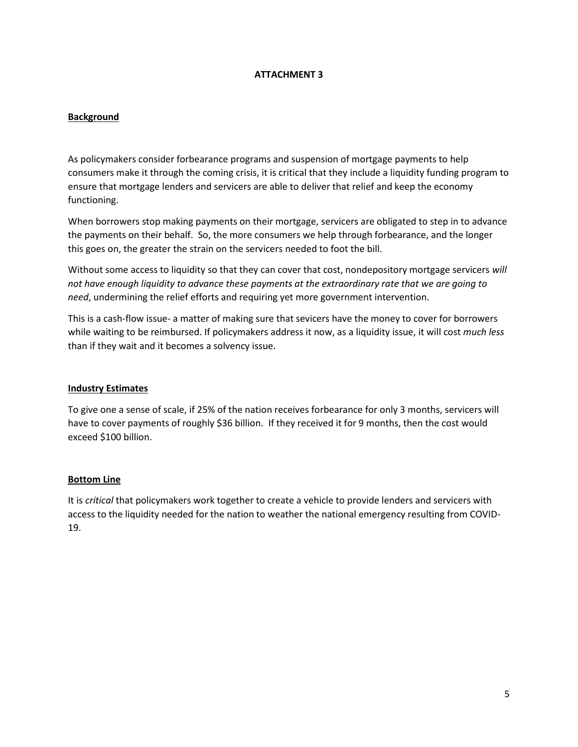## ATTACHMENT 3

### Background

As policymakers consider forbearance programs and suspension of mortgage payments to help consumers make it through the coming crisis, it is critical that they include a liquidity funding program to ensure that mortgage lenders and servicers are able to deliver that relief and keep the economy functioning.

When borrowers stop making payments on their mortgage, servicers are obligated to step in to advance the payments on their behalf. So, the more consumers we help through forbearance, and the longer this goes on, the greater the strain on the servicers needed to foot the bill.

Without some access to liquidity so that they can cover that cost, nondepository mortgage servicers *will not have enough liquidity to advance these payments at the extraordinary rate that we are going to need*, undermining the relief efforts and requiring yet more government intervention.

This is a cash-flow issue- a matter of making sure that sevicers have the money to cover for borrowers while waiting to be reimbursed. If policymakers address it now, as a liquidity issue, it will cost *much less* than if they wait and it becomes a solvency issue.

### Industry Estimates

To give one a sense of scale, if 25% of the nation receives forbearance for only 3 months, servicers will have to cover payments of roughly $36 billion. If they received it for 9 months, then the cost would exceed $100 billion.

### Bottom Line

It is *critical* that policymakers work together to create a vehicle to provide lenders and servicers with access to the liquidity needed for the nation to weather the national emergency resulting from COVID-19.